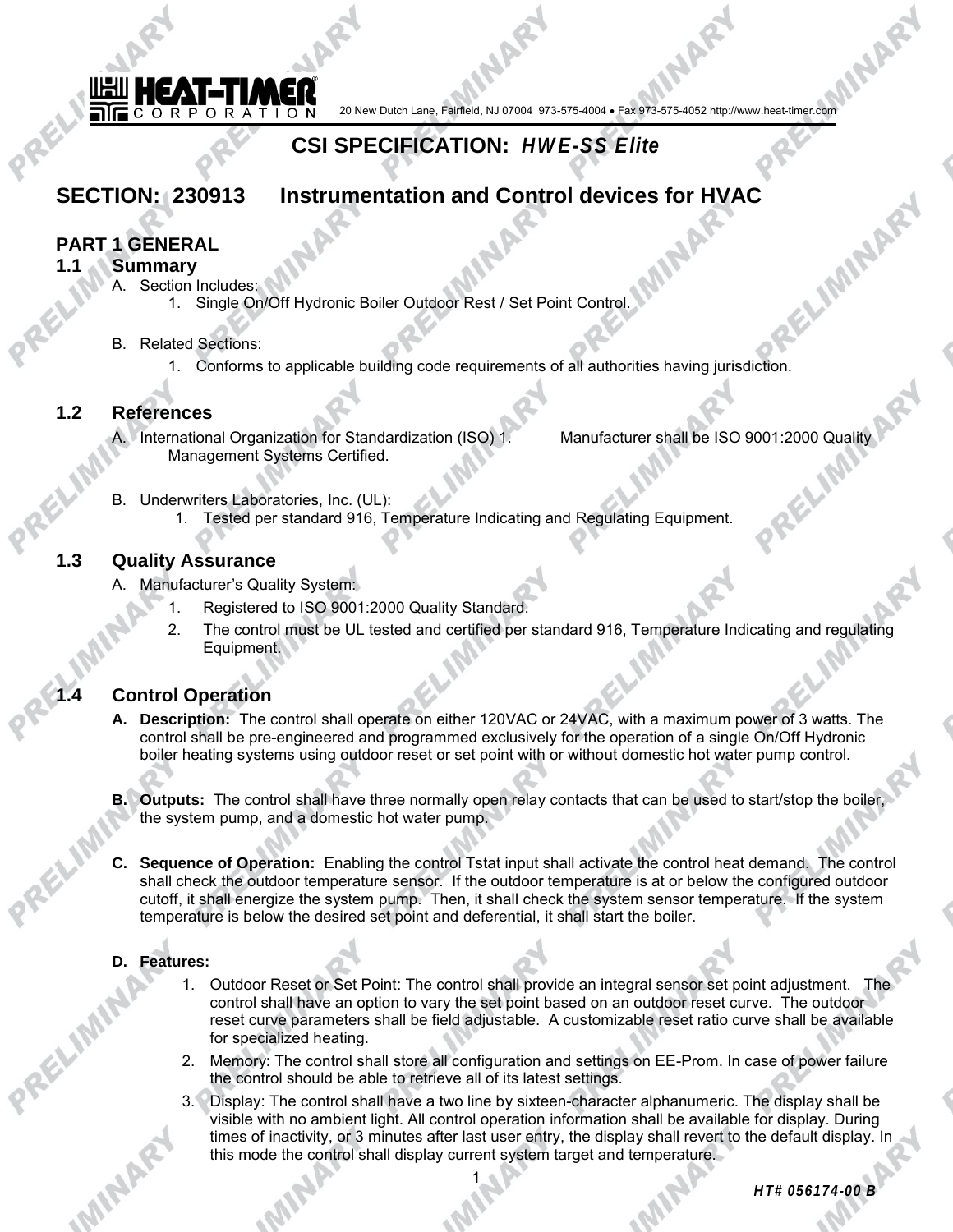HEAT-TIMER CORPORATION 20 New Dutch Lane, Fairfield, NJ 07004 973-575-4004 • Fax 973-575-4052 http://www.heat-timer.com

# CSI SPECIFICATION: *HWE-SS Elite*

## SECTION: 230913 Instrumentation and Control devices for HVAC

### PART 1 GENERAL

### 1.1 Summary

A. Section Includes:
   1. Single On/Off Hydronic Boiler Outdoor Rest / Set Point Control.

B. Related Sections:
   1. Conforms to applicable building code requirements of all authorities having jurisdiction.

### 1.2 References

A. International Organization for Standardization (ISO) 1. Manufacturer shall be ISO 9001:2000 Quality Management Systems Certified.

B. Underwriters Laboratories, Inc. (UL):
   1. Tested per standard 916, Temperature Indicating and Regulating Equipment.

### 1.3 Quality Assurance

A. Manufacturer's Quality System:
   1. Registered to ISO 9001:2000 Quality Standard.
   2. The control must be UL tested and certified per standard 916, Temperature Indicating and regulating Equipment.

### 1.4 Control Operation

**A. Description:** The control shall operate on either 120VAC or 24VAC, with a maximum power of 3 watts. The control shall be pre-engineered and programmed exclusively for the operation of a single On/Off Hydronic boiler heating systems using outdoor reset or set point with or without domestic hot water pump control.

**B. Outputs:** The control shall have three normally open relay contacts that can be used to start/stop the boiler, the system pump, and a domestic hot water pump.

**C. Sequence of Operation:** Enabling the control Tstat input shall activate the control heat demand. The control shall check the outdoor temperature sensor. If the outdoor temperature is at or below the configured outdoor cutoff, it shall energize the system pump. Then, it shall check the system sensor temperature. If the system temperature is below the desired set point and deferential, it shall start the boiler.

**D. Features:**

1. Outdoor Reset or Set Point: The control shall provide an integral sensor set point adjustment. The control shall have an option to vary the set point based on an outdoor reset curve. The outdoor reset curve parameters shall be field adjustable. A customizable reset ratio curve shall be available for specialized heating.
2. Memory: The control shall store all configuration and settings on EE-Prom. In case of power failure the control should be able to retrieve all of its latest settings.
3. Display: The control shall have a two line by sixteen-character alphanumeric. The display shall be visible with no ambient light. All control operation information shall be available for display. During times of inactivity, or 3 minutes after last user entry, the display shall revert to the default display. In this mode the control shall display current system target and temperature.

*HT# 056174-00 B*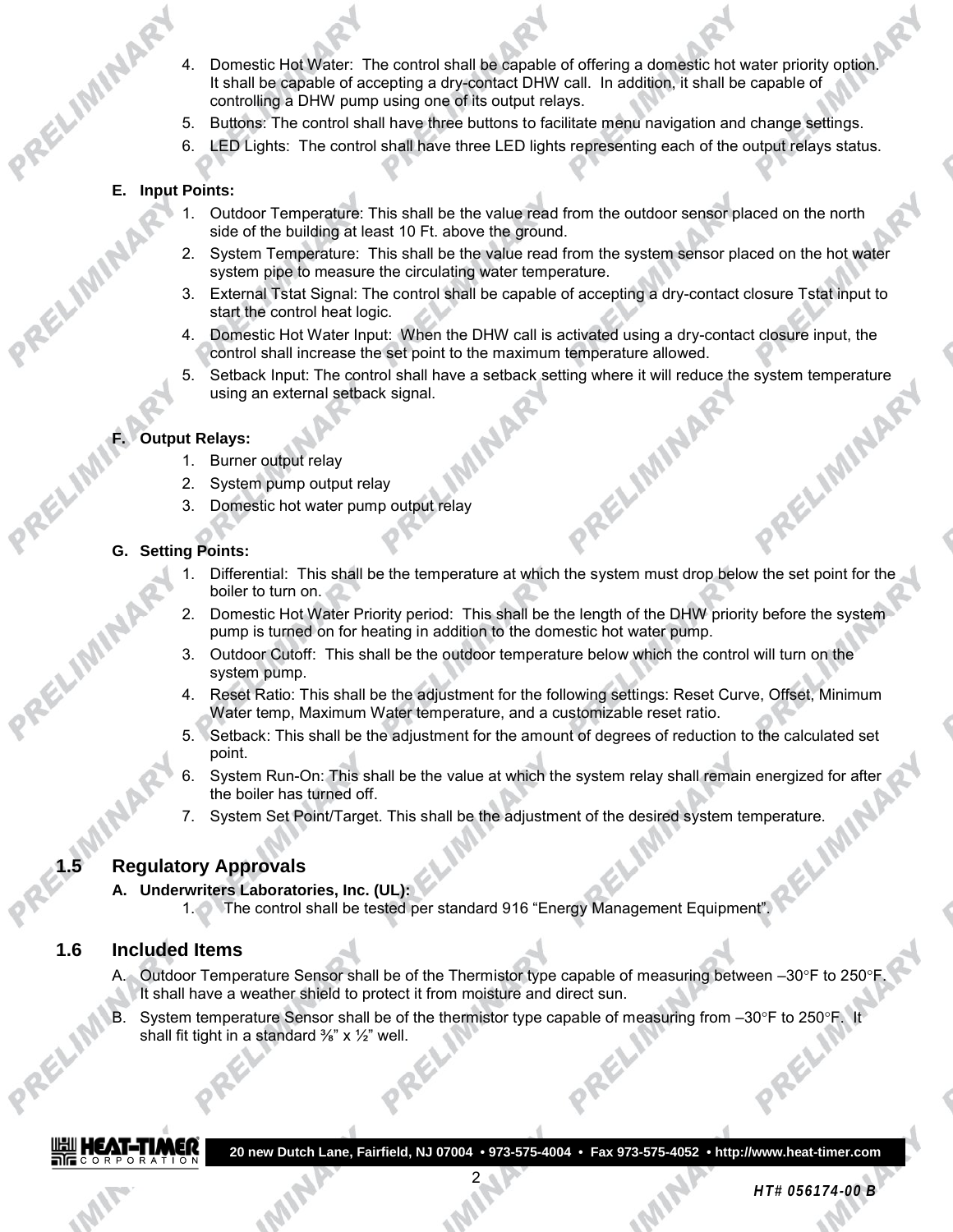4. Domestic Hot Water: The control shall be capable of offering a domestic hot water priority option. It shall be capable of accepting a dry-contact DHW call. In addition, it shall be capable of controlling a DHW pump using one of its output relays.
5. Buttons: The control shall have three buttons to facilitate menu navigation and change settings.
6. LED Lights: The control shall have three LED lights representing each of the output relays status.

**E. Input Points:**

1. Outdoor Temperature: This shall be the value read from the outdoor sensor placed on the north side of the building at least 10 Ft. above the ground.
2. System Temperature: This shall be the value read from the system sensor placed on the hot water system pipe to measure the circulating water temperature.
3. External Tstat Signal: The control shall be capable of accepting a dry-contact closure Tstat input to start the control heat logic.
4. Domestic Hot Water Input: When the DHW call is activated using a dry-contact closure input, the control shall increase the set point to the maximum temperature allowed.
5. Setback Input: The control shall have a setback setting where it will reduce the system temperature using an external setback signal.

**F. Output Relays:**

1. Burner output relay
2. System pump output relay
3. Domestic hot water pump output relay

**G. Setting Points:**

1. Differential: This shall be the temperature at which the system must drop below the set point for the boiler to turn on.
2. Domestic Hot Water Priority period: This shall be the length of the DHW priority before the system pump is turned on for heating in addition to the domestic hot water pump.
3. Outdoor Cutoff: This shall be the outdoor temperature below which the control will turn on the system pump.
4. Reset Ratio: This shall be the adjustment for the following settings: Reset Curve, Offset, Minimum Water temp, Maximum Water temperature, and a customizable reset ratio.
5. Setback: This shall be the adjustment for the amount of degrees of reduction to the calculated set point.
6. System Run-On: This shall be the value at which the system relay shall remain energized for after the boiler has turned off.
7. System Set Point/Target. This shall be the adjustment of the desired system temperature.

## 1.5 Regulatory Approvals

**A. Underwriters Laboratories, Inc. (UL):**

1. The control shall be tested per standard 916 “Energy Management Equipment”.

## 1.6 Included Items

A. Outdoor Temperature Sensor shall be of the Thermistor type capable of measuring between –30°F to 250°F. It shall have a weather shield to protect it from moisture and direct sun.

B. System temperature Sensor shall be of the thermistor type capable of measuring from –30°F to 250°F. It shall fit tight in a standard ⅜” x ½” well.